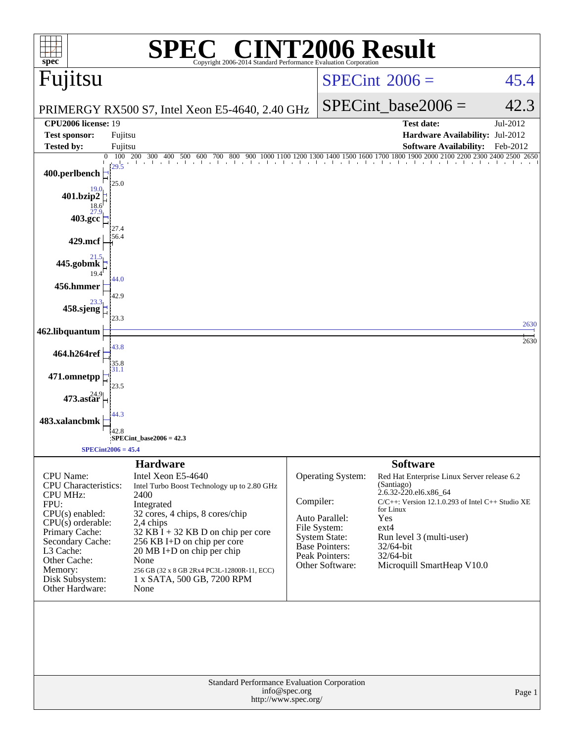# SPEC® CINT2006 Result

Copyright 2006-2014 Standard Performance Evaluation Corporation

## Fujitsu

PRIMERGY RX500 S7, Intel Xeon E5-4640, 2.40 GHz

SPECint 2006 = 45.4

SPECint_base2006 = 42.3

| | | | |
|---|---|---|---|
| **CPU2006 license:** | 19 | **Test date:** | Jul-2012 |
| **Test sponsor:** | Fujitsu | **Hardware Availability:** | Jul-2012 |
| **Tested by:** | Fujitsu | **Software Availability:** | Feb-2012 |

| Benchmark | Peak | Base |
|---|---|---|
| 400.perlbench | 29.5 | 25.0 |
| 401.bzip2 | 19.0 | 18.6 |
| 403.gcc | 27.9 | 27.4 |
| 429.mcf | | 56.4 |
| 445.gobmk | 21.5 | 19.4 |
| 456.hmmer | 44.0 | 42.9 |
| 458.sjeng | 23.3 | 23.3 |
| 462.libquantum | 2630 | 2630 |
| 464.h264ref | 43.8 | 35.8 |
| 471.omnetpp | 31.1 | 23.5 |
| 473.astar | | 24.9 |
| 483.xalancbmk | 44.3 | 42.8 |

SPECint_base2006 = 42.3

SPECint2006 = 45.4

## Hardware

| | |
|---|---|
| CPU Name: | Intel Xeon E5-4640 |
| CPU Characteristics: | Intel Turbo Boost Technology up to 2.80 GHz |
| CPU MHz: | 2400 |
| FPU: | Integrated |
| CPU(s) enabled: | 32 cores, 4 chips, 8 cores/chip |
| CPU(s) orderable: | 2,4 chips |
| Primary Cache: | 32 KB I + 32 KB D on chip per core |
| Secondary Cache: | 256 KB I+D on chip per core |
| L3 Cache: | 20 MB I+D on chip per chip |
| Other Cache: | None |
| Memory: | 256 GB (32 x 8 GB 2Rx4 PC3L-12800R-11, ECC) |
| Disk Subsystem: | 1 x SATA, 500 GB, 7200 RPM |
| Other Hardware: | None |

## Software

| | |
|---|---|
| Operating System: | Red Hat Enterprise Linux Server release 6.2 (Santiago) 2.6.32-220.el6.x86_64 |
| Compiler: | C/C++: Version 12.1.0.293 of Intel C++ Studio XE for Linux |
| Auto Parallel: | Yes |
| File System: | ext4 |
| System State: | Run level 3 (multi-user) |
| Base Pointers: | 32/64-bit |
| Peak Pointers: | 32/64-bit |
| Other Software: | Microquill SmartHeap V10.0 |

Standard Performance Evaluation Corporation
info@spec.org
http://www.spec.org/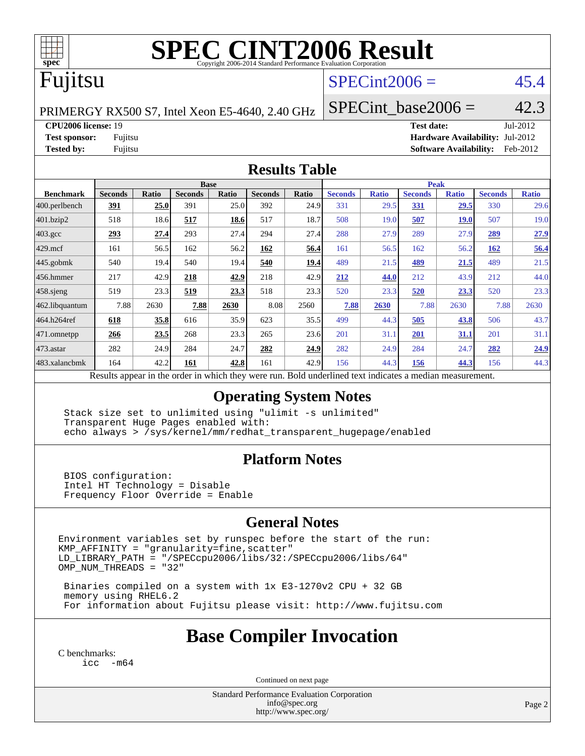# SPEC CINT2006 Result

Copyright 2006-2014 Standard Performance Evaluation Corporation

## Fujitsu

PRIMERGY RX500 S7, Intel Xeon E5-4640, 2.40 GHz

SPECint2006 = 45.4

SPECint_base2006 = 42.3

**CPU2006 license:** 19
**Test sponsor:** Fujitsu
**Tested by:** Fujitsu

**Test date:** Jul-2012
**Hardware Availability:** Jul-2012
**Software Availability:** Feb-2012

## Results Table

| Benchmark | Base | | | | | | Peak | | | | | |
|---|---|---|---|---|---|---|---|---|---|---|---|---|
| | Seconds | Ratio | Seconds | Ratio | Seconds | Ratio | Seconds | Ratio | Seconds | Ratio | Seconds | Ratio |
| 400.perlbench | **391** | **25.0** | 391 | 25.0 | 392 | 24.9 | 331 | 29.5 | **331** | **29.5** | 330 | 29.6 |
| 401.bzip2 | 518 | 18.6 | **517** | **18.6** | 517 | 18.7 | 508 | 19.0 | **507** | **19.0** | 507 | 19.0 |
| 403.gcc | **293** | **27.4** | 293 | 27.4 | 294 | 27.4 | 288 | 27.9 | 289 | 27.9 | **289** | **27.9** |
| 429.mcf | 161 | 56.5 | 162 | 56.2 | **162** | **56.4** | 161 | 56.5 | 162 | 56.2 | **162** | **56.4** |
| 445.gobmk | 540 | 19.4 | 540 | 19.4 | **540** | **19.4** | 489 | 21.5 | **489** | **21.5** | 489 | 21.5 |
| 456.hmmer | 217 | 42.9 | **218** | **42.9** | 218 | 42.9 | **212** | **44.0** | 212 | 43.9 | 212 | 44.0 |
| 458.sjeng | 519 | 23.3 | **519** | **23.3** | 518 | 23.3 | 520 | 23.3 | **520** | **23.3** | 520 | 23.3 |
| 462.libquantum | 7.88 | 2630 | **7.88** | **2630** | 8.08 | 2560 | **7.88** | **2630** | 7.88 | 2630 | 7.88 | 2630 |
| 464.h264ref | **618** | **35.8** | 616 | 35.9 | 623 | 35.5 | 499 | 44.3 | **505** | **43.8** | 506 | 43.7 |
| 471.omnetpp | **266** | **23.5** | 268 | 23.3 | 265 | 23.6 | 201 | 31.1 | **201** | **31.1** | 201 | 31.1 |
| 473.astar | 282 | 24.9 | 284 | 24.7 | **282** | **24.9** | 282 | 24.9 | 284 | 24.7 | **282** | **24.9** |
| 483.xalancbmk | 164 | 42.2 | **161** | **42.8** | 161 | 42.9 | 156 | 44.3 | **156** | **44.3** | 156 | 44.3 |

Results appear in the order in which they were run. Bold underlined text indicates a median measurement.

## Operating System Notes

```
Stack size set to unlimited using "ulimit -s unlimited"
Transparent Huge Pages enabled with:
echo always > /sys/kernel/mm/redhat_transparent_hugepage/enabled
```

## Platform Notes

```
BIOS configuration:
Intel HT Technology = Disable
Frequency Floor Override = Enable
```

## General Notes

```
Environment variables set by runspec before the start of the run:
KMP_AFFINITY = "granularity=fine,scatter"
LD_LIBRARY_PATH = "/SPECcpu2006/libs/32:/SPECcpu2006/libs/64"
OMP_NUM_THREADS = "32"

Binaries compiled on a system with 1x E3-1270v2 CPU + 32 GB
memory using RHEL6.2
For information about Fujitsu please visit: http://www.fujitsu.com
```

## Base Compiler Invocation

C benchmarks:
```
icc -m64
```

Continued on next page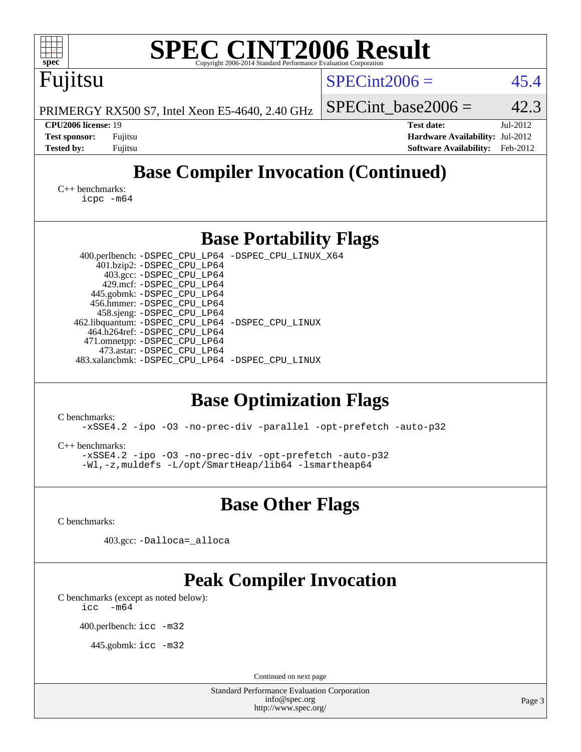# SPEC CINT2006 Result

Copyright 2006-2014 Standard Performance Evaluation Corporation

## Fujitsu

PRIMERGY RX500 S7, Intel Xeon E5-4640, 2.40 GHz

SPECint2006 = 45.4

SPECint_base2006 = 42.3

| | | | |
|---|---|---|---|
| **CPU2006 license:** 19 | | **Test date:** | Jul-2012 |
| **Test sponsor:** | Fujitsu | **Hardware Availability:** | Jul-2012 |
| **Tested by:** | Fujitsu | **Software Availability:** | Feb-2012 |

## Base Compiler Invocation (Continued)

C++ benchmarks:
`icpc -m64`

## Base Portability Flags

400.perlbench: `-DSPEC_CPU_LP64 -DSPEC_CPU_LINUX_X64`
401.bzip2: `-DSPEC_CPU_LP64`
403.gcc: `-DSPEC_CPU_LP64`
429.mcf: `-DSPEC_CPU_LP64`
445.gobmk: `-DSPEC_CPU_LP64`
456.hmmer: `-DSPEC_CPU_LP64`
458.sjeng: `-DSPEC_CPU_LP64`
462.libquantum: `-DSPEC_CPU_LP64 -DSPEC_CPU_LINUX`
464.h264ref: `-DSPEC_CPU_LP64`
471.omnetpp: `-DSPEC_CPU_LP64`
473.astar: `-DSPEC_CPU_LP64`
483.xalancbmk: `-DSPEC_CPU_LP64 -DSPEC_CPU_LINUX`

## Base Optimization Flags

C benchmarks:
`-xSSE4.2 -ipo -O3 -no-prec-div -parallel -opt-prefetch -auto-p32`

C++ benchmarks:
`-xSSE4.2 -ipo -O3 -no-prec-div -opt-prefetch -auto-p32`
`-Wl,-z,muldefs -L/opt/SmartHeap/lib64 -lsmartheap64`

## Base Other Flags

C benchmarks:

403.gcc: `-Dalloca=_alloca`

## Peak Compiler Invocation

C benchmarks (except as noted below):
`icc -m64`

400.perlbench: `icc -m32`

445.gobmk: `icc -m32`

Continued on next page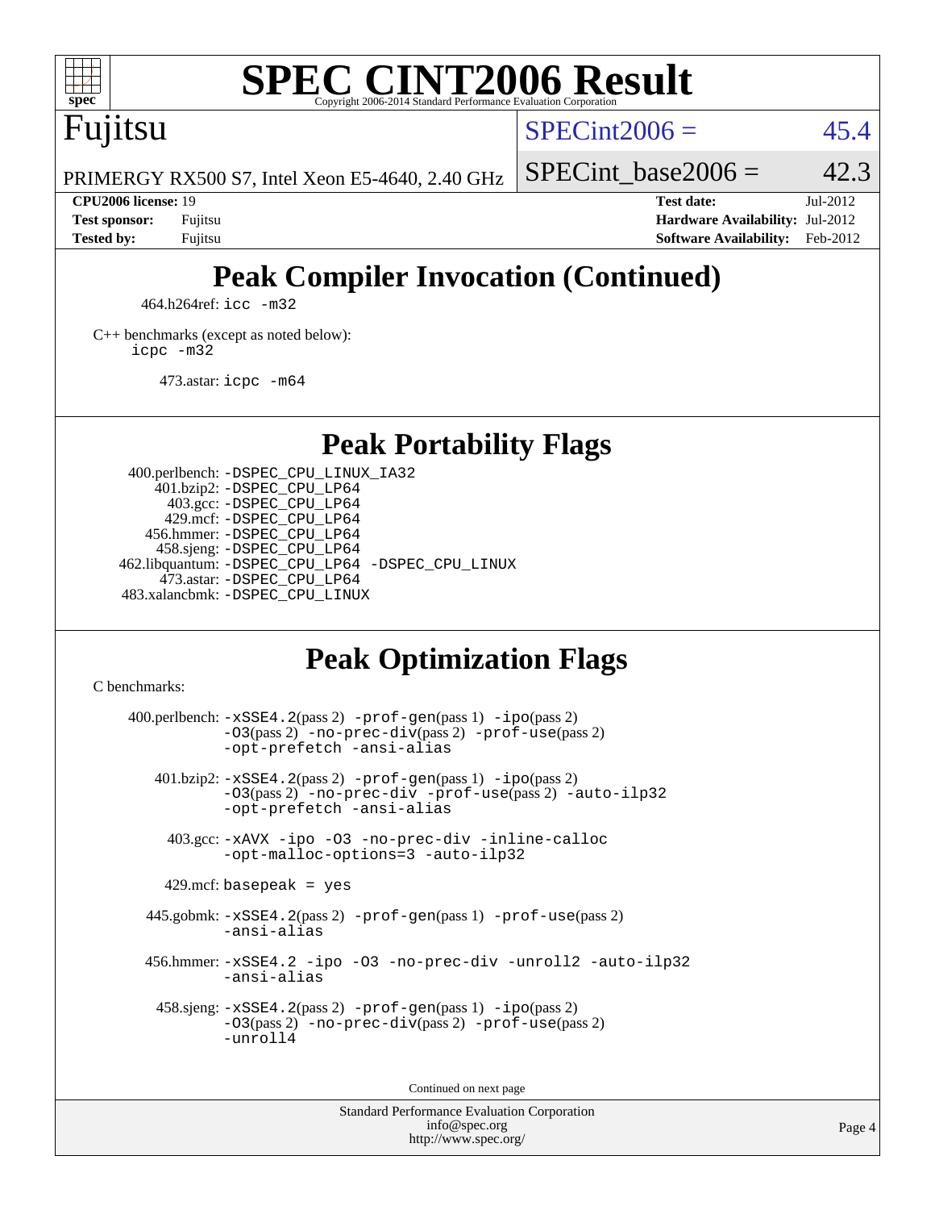# SPEC CINT2006 Result

Fujitsu

PRIMERGY RX500 S7, Intel Xeon E5-4640, 2.40 GHz

SPECint2006 = 45.4

SPECint_base2006 = 42.3

| | | | |
|---|---|---|---|
| **CPU2006 license:** 19 | | **Test date:** | Jul-2012 |
| **Test sponsor:** | Fujitsu | **Hardware Availability:** | Jul-2012 |
| **Tested by:** | Fujitsu | **Software Availability:** | Feb-2012 |

## Peak Compiler Invocation (Continued)

464.h264ref: `icc -m32`

C++ benchmarks (except as noted below):
`icpc -m32`

473.astar: `icpc -m64`

## Peak Portability Flags

400.perlbench: `-DSPEC_CPU_LINUX_IA32`
401.bzip2: `-DSPEC_CPU_LP64`
403.gcc: `-DSPEC_CPU_LP64`
429.mcf: `-DSPEC_CPU_LP64`
456.hmmer: `-DSPEC_CPU_LP64`
458.sjeng: `-DSPEC_CPU_LP64`
462.libquantum: `-DSPEC_CPU_LP64 -DSPEC_CPU_LINUX`
473.astar: `-DSPEC_CPU_LP64`
483.xalancbmk: `-DSPEC_CPU_LINUX`

## Peak Optimization Flags

C benchmarks:

400.perlbench: `-xSSE4.2`(pass 2) `-prof-gen`(pass 1) `-ipo`(pass 2) `-O3`(pass 2) `-no-prec-div`(pass 2) `-prof-use`(pass 2) `-opt-prefetch -ansi-alias`

401.bzip2: `-xSSE4.2`(pass 2) `-prof-gen`(pass 1) `-ipo`(pass 2) `-O3`(pass 2) `-no-prec-div -prof-use`(pass 2) `-auto-ilp32 -opt-prefetch -ansi-alias`

403.gcc: `-xAVX -ipo -O3 -no-prec-div -inline-calloc -opt-malloc-options=3 -auto-ilp32`

429.mcf: `basepeak = yes`

445.gobmk: `-xSSE4.2`(pass 2) `-prof-gen`(pass 1) `-prof-use`(pass 2) `-ansi-alias`

456.hmmer: `-xSSE4.2 -ipo -O3 -no-prec-div -unroll2 -auto-ilp32 -ansi-alias`

458.sjeng: `-xSSE4.2`(pass 2) `-prof-gen`(pass 1) `-ipo`(pass 2) `-O3`(pass 2) `-no-prec-div`(pass 2) `-prof-use`(pass 2) `-unroll4`

Continued on next page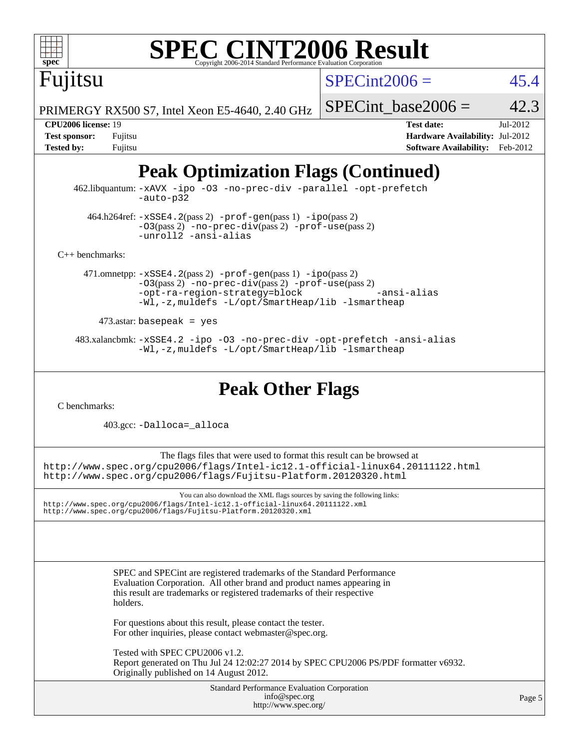# SPEC CINT2006 Result

Copyright 2006-2014 Standard Performance Evaluation Corporation

Fujitsu

PRIMERGY RX500 S7, Intel Xeon E5-4640, 2.40 GHz

SPECint2006 = 45.4

SPECint_base2006 = 42.3

| | | | |
|---|---|---|---|
| **CPU2006 license:** | 19 | **Test date:** | Jul-2012 |
| **Test sponsor:** | Fujitsu | **Hardware Availability:** | Jul-2012 |
| **Tested by:** | Fujitsu | **Software Availability:** | Feb-2012 |

## Peak Optimization Flags (Continued)

462.libquantum: `-xAVX -ipo -O3 -no-prec-div -parallel -opt-prefetch -auto-p32`

464.h264ref: `-xSSE4.2`(pass 2) `-prof-gen`(pass 1) `-ipo`(pass 2) `-O3`(pass 2) `-no-prec-div`(pass 2) `-prof-use`(pass 2) `-unroll2 -ansi-alias`

C++ benchmarks:

471.omnetpp: `-xSSE4.2`(pass 2) `-prof-gen`(pass 1) `-ipo`(pass 2) `-O3`(pass 2) `-no-prec-div`(pass 2) `-prof-use`(pass 2) `-opt-ra-region-strategy=block -ansi-alias -Wl,-z,muldefs -L/opt/SmartHeap/lib -lsmartheap`

473.astar: `basepeak = yes`

483.xalancbmk: `-xSSE4.2 -ipo -O3 -no-prec-div -opt-prefetch -ansi-alias -Wl,-z,muldefs -L/opt/SmartHeap/lib -lsmartheap`

## Peak Other Flags

C benchmarks:

403.gcc: `-Dalloca=_alloca`

The flags files that were used to format this result can be browsed at
http://www.spec.org/cpu2006/flags/Intel-ic12.1-official-linux64.20111122.html
http://www.spec.org/cpu2006/flags/Fujitsu-Platform.20120320.html

You can also download the XML flags sources by saving the following links:
http://www.spec.org/cpu2006/flags/Intel-ic12.1-official-linux64.20111122.xml
http://www.spec.org/cpu2006/flags/Fujitsu-Platform.20120320.xml

SPEC and SPECint are registered trademarks of the Standard Performance Evaluation Corporation. All other brand and product names appearing in this result are trademarks or registered trademarks of their respective holders.

For questions about this result, please contact the tester.
For other inquiries, please contact webmaster@spec.org.

Tested with SPEC CPU2006 v1.2.
Report generated on Thu Jul 24 12:02:27 2014 by SPEC CPU2006 PS/PDF formatter v6932.
Originally published on 14 August 2012.